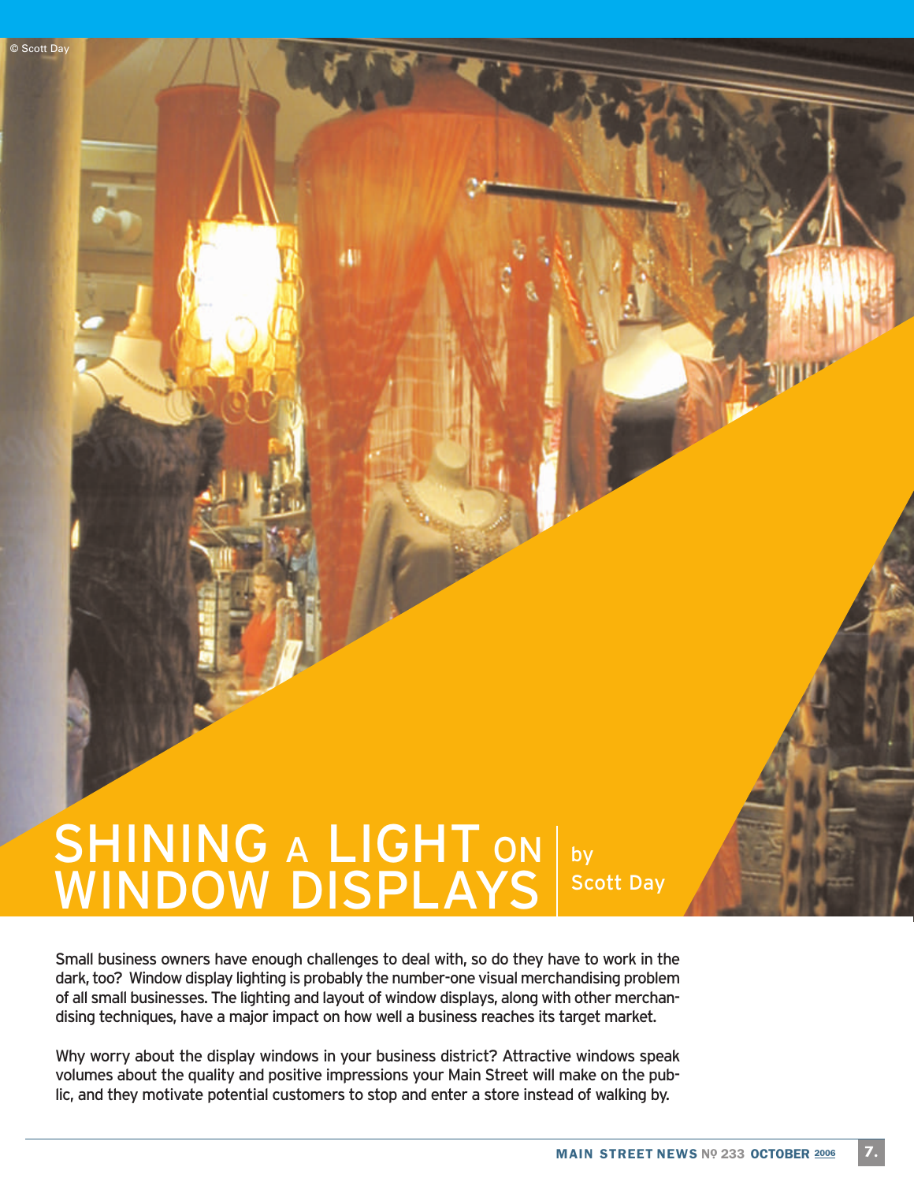# SHINING A LIGHT ON WINDOW DISPLAYS

by Scott Day

Small business owners have enough challenges to deal with, so do they have to work in the dark, too? Window display lighting is probably the number-one visual merchandising problem of all small businesses. The lighting and layout of window displays, along with other merchandising techniques, have a major impact on how well a business reaches its target market.

Why worry about the display windows in your business district? Attractive windows speak volumes about the quality and positive impressions your Main Street will make on the public, and they motivate potential customers to stop and enter a store instead of walking by.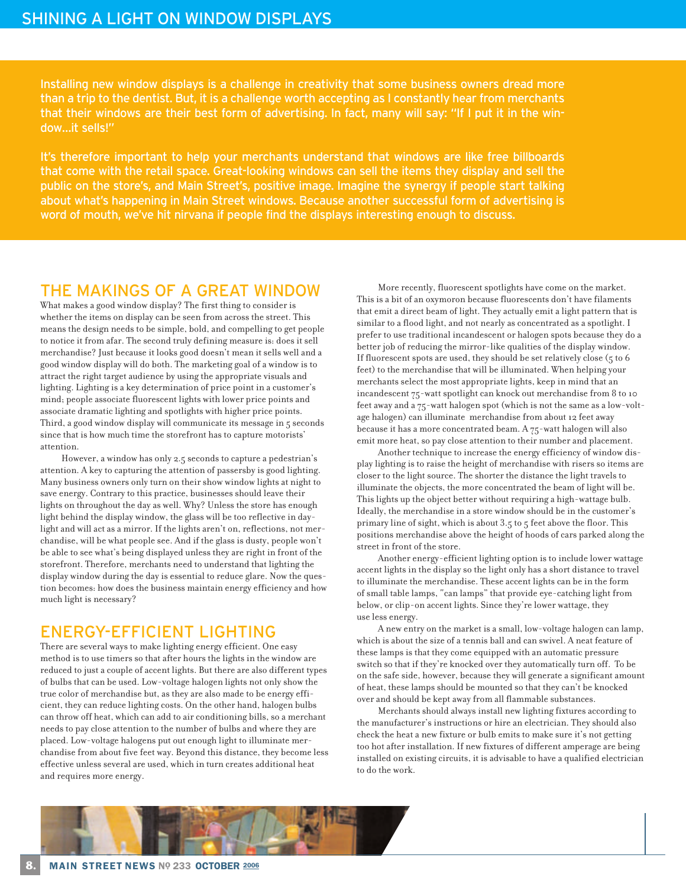# SHINING A LIGHT ON WINDOW DISPLAYS

Installing new window displays is a challenge in creativity that some business owners dread more than a trip to the dentist. But, it is a challenge worth accepting as I constantly hear from merchants that their windows are their best form of advertising. In fact, many will say: "If I put it in the window…it sells!"

It's therefore important to help your merchants understand that windows are like free billboards that come with the retail space. Great-looking windows can sell the items they display and sell the public on the store's, and Main Street's, positive image. Imagine the synergy if people start talking about what's happening in Main Street windows. Because another successful form of advertising is word of mouth, we've hit nirvana if people find the displays interesting enough to discuss.

## THE MAKINGS OF A GREAT WINDOW

What makes a good window display? The first thing to consider is whether the items on display can be seen from across the street. This means the design needs to be simple, bold, and compelling to get people to notice it from afar. The second truly defining measure is: does it sell merchandise? Just because it looks good doesn't mean it sells well and a good window display will do both. The marketing goal of a window is to attract the right target audience by using the appropriate visuals and lighting. Lighting is a key determination of price point in a customer's mind; people associate fluorescent lights with lower price points and associate dramatic lighting and spotlights with higher price points. Third, a good window display will communicate its message in 5 seconds since that is how much time the storefront has to capture motorists' attention.

However, a window has only 2.5 seconds to capture a pedestrian's attention. A key to capturing the attention of passersby is good lighting. Many business owners only turn on their show window lights at night to save energy. Contrary to this practice, businesses should leave their lights on throughout the day as well. Why? Unless the store has enough light behind the display window, the glass will be too reflective in daylight and will act as a mirror. If the lights aren't on, reflections, not merchandise, will be what people see. And if the glass is dusty, people won't be able to see what's being displayed unless they are right in front of the storefront. Therefore, merchants need to understand that lighting the display window during the day is essential to reduce glare. Now the question becomes: how does the business maintain energy efficiency and how much light is necessary?

## ENERGY-EFFICIENT LIGHTING

There are several ways to make lighting energy efficient. One easy method is to use timers so that after hours the lights in the window are reduced to just a couple of accent lights. But there are also different types of bulbs that can be used. Low-voltage halogen lights not only show the true color of merchandise but, as they are also made to be energy efficient, they can reduce lighting costs. On the other hand, halogen bulbs can throw off heat, which can add to air conditioning bills, so a merchant needs to pay close attention to the number of bulbs and where they are placed. Low-voltage halogens put out enough light to illuminate merchandise from about five feet way. Beyond this distance, they become less effective unless several are used, which in turn creates additional heat and requires more energy.

More recently, fluorescent spotlights have come on the market. This is a bit of an oxymoron because fluorescents don't have filaments that emit a direct beam of light. They actually emit a light pattern that is similar to a flood light, and not nearly as concentrated as a spotlight. I prefer to use traditional incandescent or halogen spots because they do a better job of reducing the mirror-like qualities of the display window. If fluorescent spots are used, they should be set relatively close (5 to 6 feet) to the merchandise that will be illuminated. When helping your merchants select the most appropriate lights, keep in mind that an incandescent 75-watt spotlight can knock out merchandise from 8 to 10 feet away and a 75-watt halogen spot (which is not the same as a low-voltage halogen) can illuminate merchandise from about 12 feet away because it has a more concentrated beam. A 75-watt halogen will also emit more heat, so pay close attention to their number and placement.

Another technique to increase the energy efficiency of window display lighting is to raise the height of merchandise with risers so items are closer to the light source. The shorter the distance the light travels to illuminate the objects, the more concentrated the beam of light will be. This lights up the object better without requiring a high-wattage bulb. Ideally, the merchandise in a store window should be in the customer's primary line of sight, which is about 3.5 to 5 feet above the floor. This positions merchandise above the height of hoods of cars parked along the street in front of the store.

Another energy-efficient lighting option is to include lower wattage accent lights in the display so the light only has a short distance to travel to illuminate the merchandise. These accent lights can be in the form of small table lamps, "can lamps" that provide eye-catching light from below, or clip-on accent lights. Since they're lower wattage, they use less energy.

A new entry on the market is a small, low-voltage halogen can lamp, which is about the size of a tennis ball and can swivel. A neat feature of these lamps is that they come equipped with an automatic pressure switch so that if they're knocked over they automatically turn off. To be on the safe side, however, because they will generate a significant amount of heat, these lamps should be mounted so that they can't be knocked over and should be kept away from all flammable substances.

Merchants should always install new lighting fixtures according to the manufacturer's instructions or hire an electrician. They should also check the heat a new fixture or bulb emits to make sure it's not getting too hot after installation. If new fixtures of different amperage are being installed on existing circuits, it is advisable to have a qualified electrician to do the work.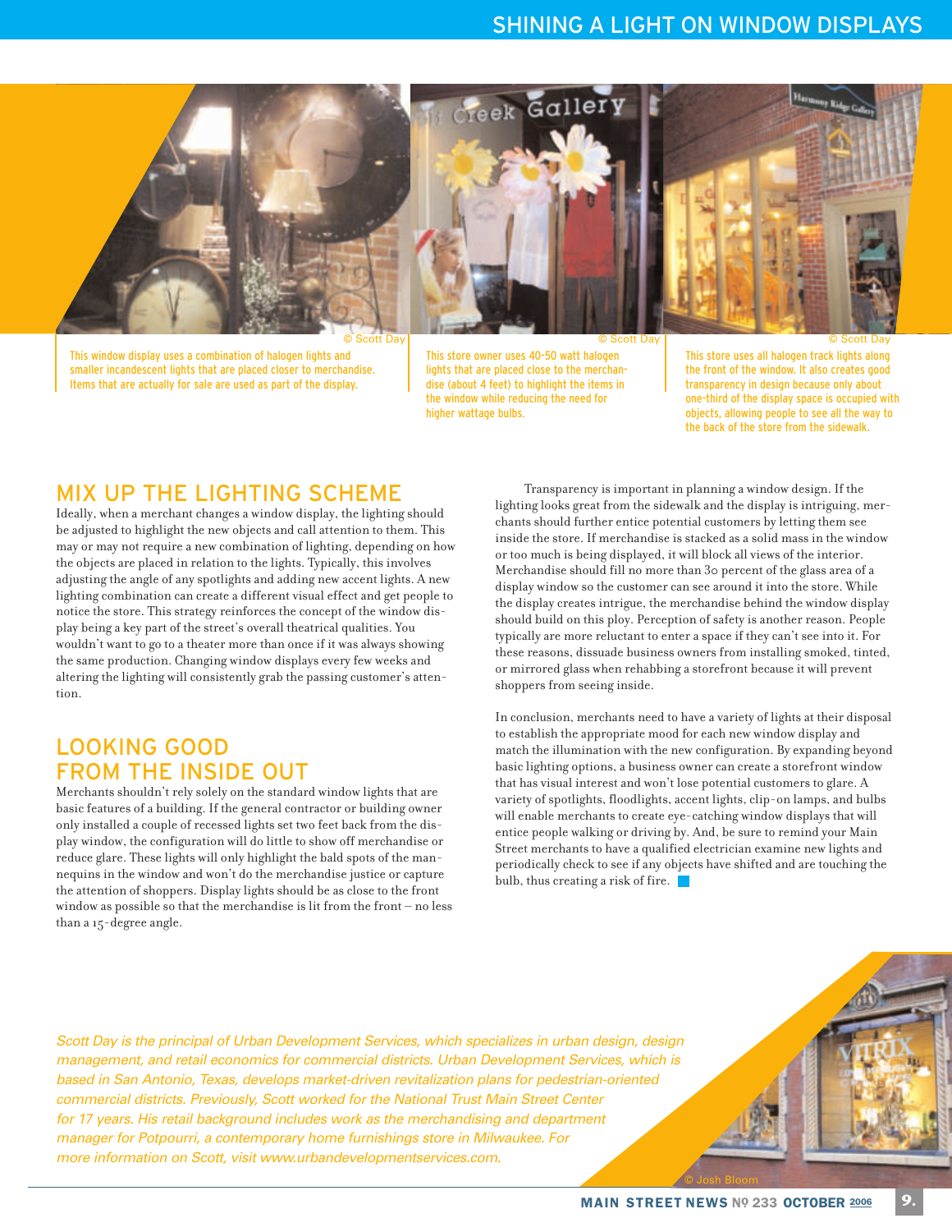© Scott Day

This window display uses a combination of halogen lights and smaller incandescent lights that are placed closer to merchandise. Items that are actually for sale are used as part of the display.

© Scott Day

This store owner uses 40-50 watt halogen lights that are placed close to the merchandise (about 4 feet) to highlight the items in the window while reducing the need for higher wattage bulbs.

© Scott Day

This store uses all halogen track lights along the front of the window. It also creates good transparency in design because only about one-third of the display space is occupied with objects, allowing people to see all the way to the back of the store from the sidewalk.

## MIX UP THE LIGHTING SCHEME

Ideally, when a merchant changes a window display, the lighting should be adjusted to highlight the new objects and call attention to them. This may or may not require a new combination of lighting, depending on how the objects are placed in relation to the lights. Typically, this involves adjusting the angle of any spotlights and adding new accent lights. A new lighting combination can create a different visual effect and get people to notice the store. This strategy reinforces the concept of the window display being a key part of the street's overall theatrical qualities. You wouldn't want to go to a theater more than once if it was always showing the same production. Changing window displays every few weeks and altering the lighting will consistently grab the passing customer's attention.

## LOOKING GOOD FROM THE INSIDE OUT

Merchants shouldn't rely solely on the standard window lights that are basic features of a building. If the general contractor or building owner only installed a couple of recessed lights set two feet back from the display window, the configuration will do little to show off merchandise or reduce glare. These lights will only highlight the bald spots of the mannequins in the window and won't do the merchandise justice or capture the attention of shoppers. Display lights should be as close to the front window as possible so that the merchandise is lit from the front – no less than a 15-degree angle.

Transparency is important in planning a window design. If the lighting looks great from the sidewalk and the display is intriguing, merchants should further entice potential customers by letting them see inside the store. If merchandise is stacked as a solid mass in the window or too much is being displayed, it will block all views of the interior. Merchandise should fill no more than 30 percent of the glass area of a display window so the customer can see around it into the store. While the display creates intrigue, the merchandise behind the window display should build on this ploy. Perception of safety is another reason. People typically are more reluctant to enter a space if they can't see into it. For these reasons, dissuade business owners from installing smoked, tinted, or mirrored glass when rehabbing a storefront because it will prevent shoppers from seeing inside.

In conclusion, merchants need to have a variety of lights at their disposal to establish the appropriate mood for each new window display and match the illumination with the new configuration. By expanding beyond basic lighting options, a business owner can create a storefront window that has visual interest and won't lose potential customers to glare. A variety of spotlights, floodlights, accent lights, clip-on lamps, and bulbs will enable merchants to create eye-catching window displays that will entice people walking or driving by. And, be sure to remind your Main Street merchants to have a qualified electrician examine new lights and periodically check to see if any objects have shifted and are touching the bulb, thus creating a risk of fire.

*Scott Day is the principal of Urban Development Services, which specializes in urban design, design management, and retail economics for commercial districts. Urban Development Services, which is based in San Antonio, Texas, develops market-driven revitalization plans for pedestrian-oriented commercial districts. Previously, Scott worked for the National Trust Main Street Center for 17 years. His retail background includes work as the merchandising and department manager for Potpourri, a contemporary home furnishings store in Milwaukee. For more information on Scott, visit www.urbandevelopmentservices.com.*

© Josh Bloom